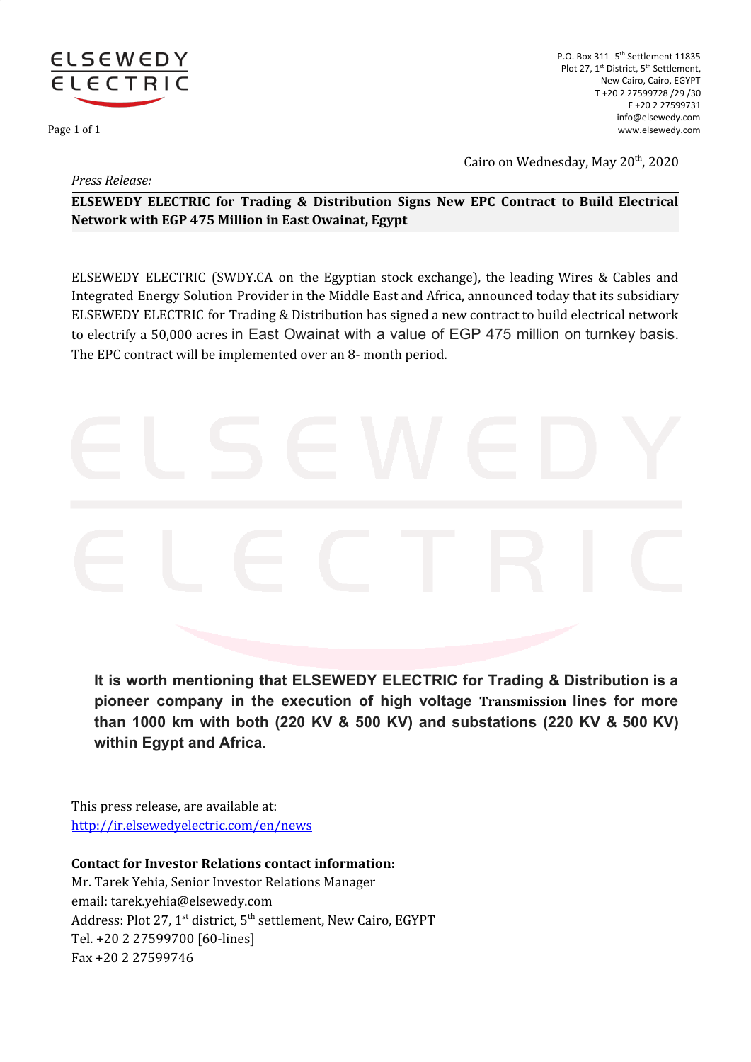ELSEWEDY ELECTRIC

P.O. Box 311- 5th Settlement 11835
Plot 27, 1st District, 5th Settlement,
New Cairo, Cairo, EGYPT
T +20 2 27599728 /29 /30
F +20 2 27599731
info@elsewedy.com
www.elsewedy.com

Cairo on Wednesday, May 20th, 2020

*Press Release:*

**ELSEWEDY ELECTRIC for Trading & Distribution Signs New EPC Contract to Build Electrical Network with EGP 475 Million in East Owainat, Egypt**

ELSEWEDY ELECTRIC (SWDY.CA on the Egyptian stock exchange), the leading Wires & Cables and Integrated Energy Solution Provider in the Middle East and Africa, announced today that its subsidiary ELSEWEDY ELECTRIC for Trading & Distribution has signed a new contract to build electrical network to electrify a 50,000 acres in East Owainat with a value of EGP 475 million on turnkey basis. The EPC contract will be implemented over an 8- month period.

**It is worth mentioning that ELSEWEDY ELECTRIC for Trading & Distribution is a pioneer company in the execution of high voltage Transmission lines for more than 1000 km with both (220 KV & 500 KV) and substations (220 KV & 500 KV) within Egypt and Africa.**

This press release, are available at:
http://ir.elsewedyelectric.com/en/news

**Contact for Investor Relations contact information:**
Mr. Tarek Yehia, Senior Investor Relations Manager
email: tarek.yehia@elsewedy.com
Address: Plot 27, 1st district, 5th settlement, New Cairo, EGYPT
Tel. +20 2 27599700 [60-lines]
Fax +20 2 27599746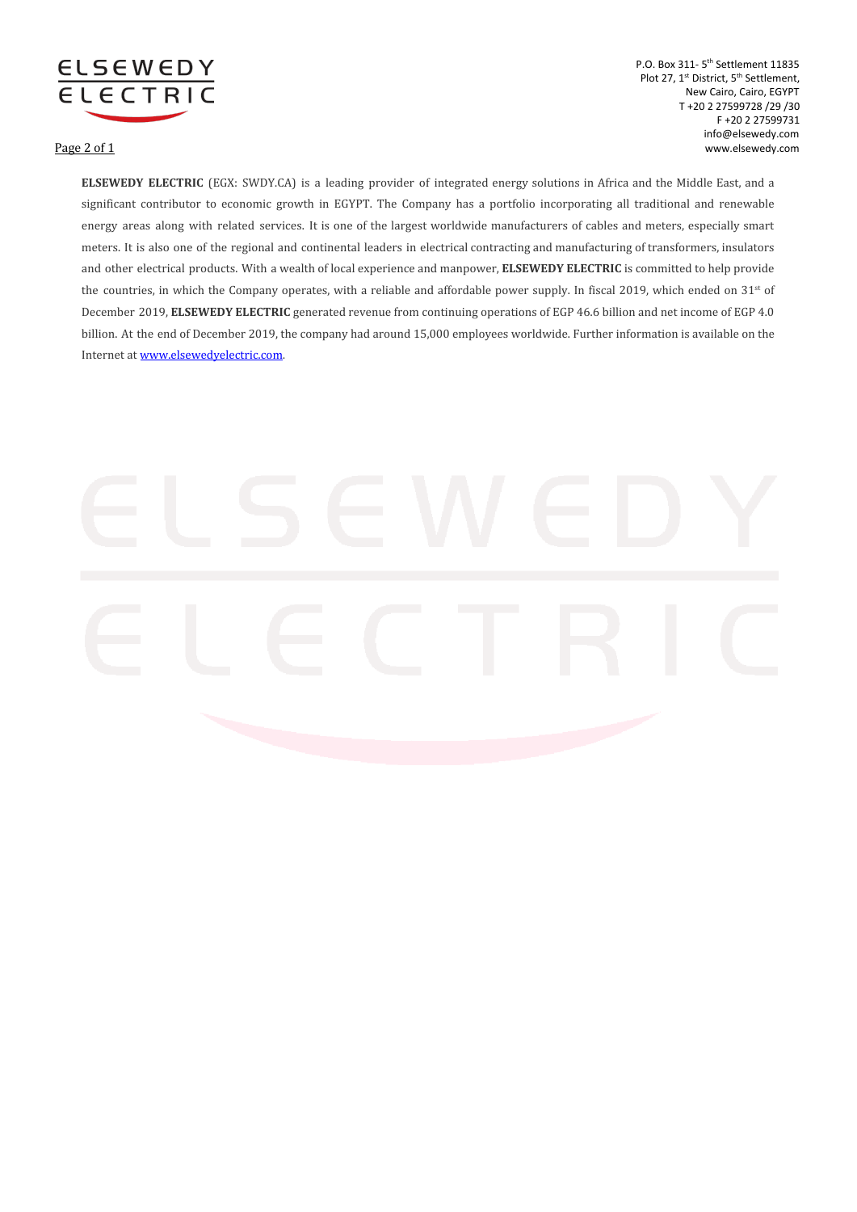**ELSEWEDY ELECTRIC** (EGX: SWDY.CA) is a leading provider of integrated energy solutions in Africa and the Middle East, and a significant contributor to economic growth in EGYPT. The Company has a portfolio incorporating all traditional and renewable energy areas along with related services. It is one of the largest worldwide manufacturers of cables and meters, especially smart meters. It is also one of the regional and continental leaders in electrical contracting and manufacturing of transformers, insulators and other electrical products. With a wealth of local experience and manpower, **ELSEWEDY ELECTRIC** is committed to help provide the countries, in which the Company operates, with a reliable and affordable power supply. In fiscal 2019, which ended on 31st of December 2019, **ELSEWEDY ELECTRIC** generated revenue from continuing operations of EGP 46.6 billion and net income of EGP 4.0 billion. At the end of December 2019, the company had around 15,000 employees worldwide. Further information is available on the Internet at www.elsewedyelectric.com.